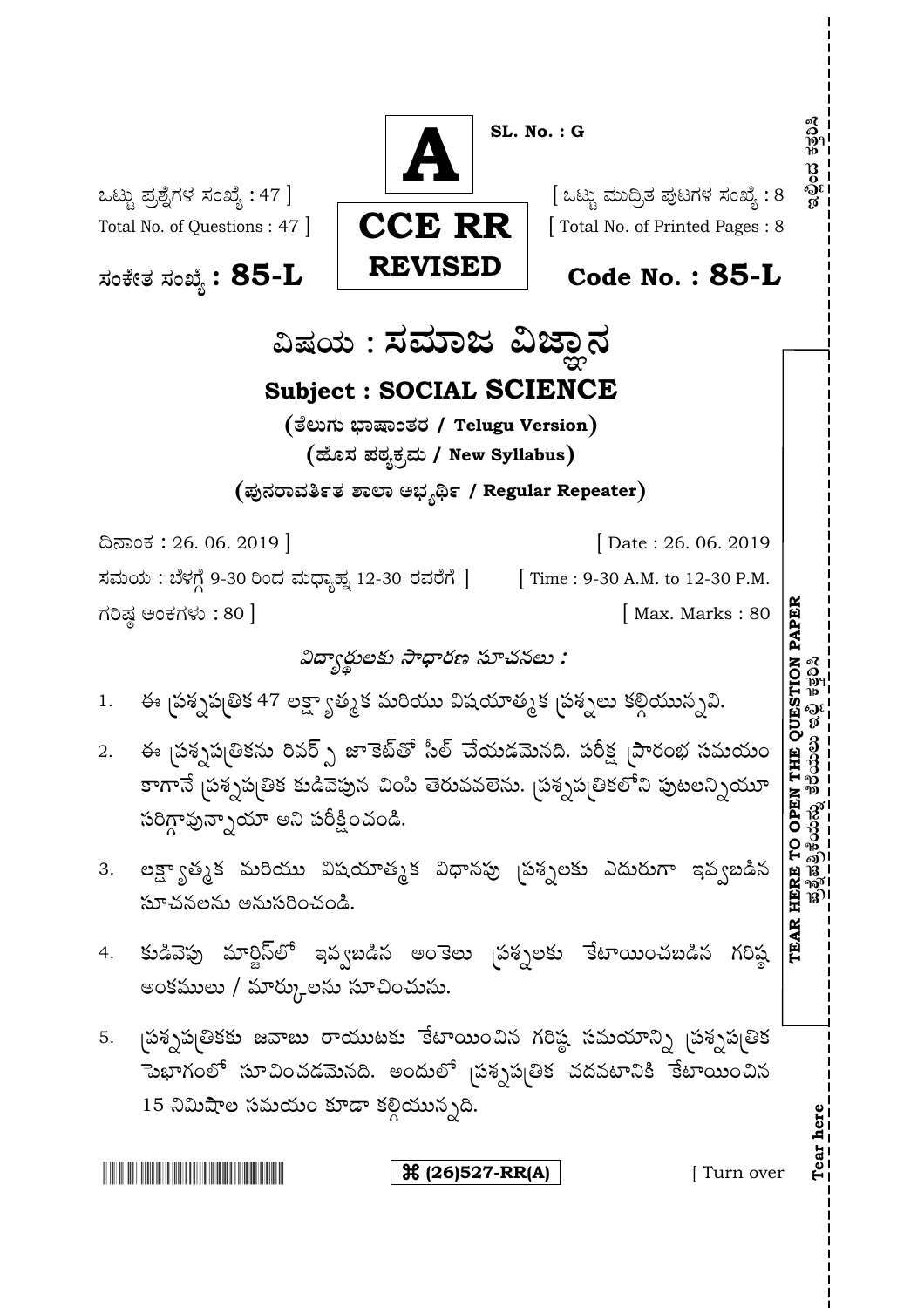**A**

**SL. No. : G**

**CCE RR**
**REVISED**

ಒಟ್ಟು ಪ್ರಶ್ನೆಗಳ ಸಂಖ್ಯೆ : 47 ]
Total No. of Questions : 47 ]

[ ಒಟ್ಟು ಮುದ್ರಿತ ಪುಟಗಳ ಸಂಖ್ಯೆ : 8
[ Total No. of Printed Pages : 8

**ಸಂಕೇತ ಸಂಖ್ಯೆ : 85-L**

**Code No. : 85-L**

# ವಿಷಯ : ಸಮಾಜ ವಿಜ್ಞಾನ

## Subject : SOCIAL SCIENCE

**( ತೆಲುಗು ಭಾಷಾಂತರ / Telugu Version )**

**( ಹೊಸ ಪಠ್ಯಕ್ರಮ / New Syllabus )**

**( ಪುನರಾವರ್ತಿತ ಶಾಲಾ ಅಭ್ಯರ್ಥಿ / Regular Repeater )**

ದಿನಾಂಕ : 26. 06. 2019 ]

[ Date : 26. 06. 2019

ಸಮಯ : ಬೆಳಗ್ಗೆ 9-30 ರಿಂದ ಮಧ್ಯಾಹ್ನ 12-30 ರವರೆಗೆ ]

[ Time : 9-30 A.M. to 12-30 P.M.

ಗರಿಷ್ಠ ಅಂಕಗಳು : 80 ]

[ Max. Marks : 80

*విద్యార్థులకు సాధారణ సూచనలు :*

1. ఈ ప్రశ్నపత్రిక 47 లక్ష్యాత్మక మరియు విషయాత్మక ప్రశ్నలు కల్గియున్నవి.
2. ఈ ప్రశ్నపత్రికను రివర్స్ జాకెట్‌తో సీల్ చేయడమైనది. పరీక్ష ప్రారంభ సమయం కాగానే ప్రశ్నపత్రిక కుడివైపున చింపి తెరువవలెను. ప్రశ్నపత్రికలోని పుటలన్నియూ సరిగ్గావున్నాయా అని పరీక్షించండి.
3. లక్ష్యాత్మక మరియు విషయాత్మక విధానపు ప్రశ్నలకు ఎదురుగా ఇవ్వబడిన సూచనలను అనుసరించండి.
4. కుడివైపు మార్జిన్‌లో ఇవ్వబడిన అంకెలు ప్రశ్నలకు కేటాయించబడిన గరిష్ఠ అంకములు / మార్కులను సూచించును.
5. ప్రశ్నపత్రికకు జవాబు రాయుటకు కేటాయించిన గరిష్ఠ సమయాన్ని ప్రశ్నపత్రిక పైభాగంలో సూచించడమైనది. అందులో ప్రశ్నపత్రిక చదవటానికి కేటాయించిన 15 నిమిషాల సమయం కూడా కల్గియున్నది.

TEAR HERE TO OPEN THE QUESTION PAPER
ಪ್ರಶ್ನೆಪತ್ರಿಕೆಯನ್ನು ತೆರೆಯಲು ಇಲ್ಲಿ ಕತ್ತರಿಸಿ

Tear here
ಇಲ್ಲಿಂದ ಕತ್ತರಿಸಿ

⌘ (26)527-RR(A)

[ Turn over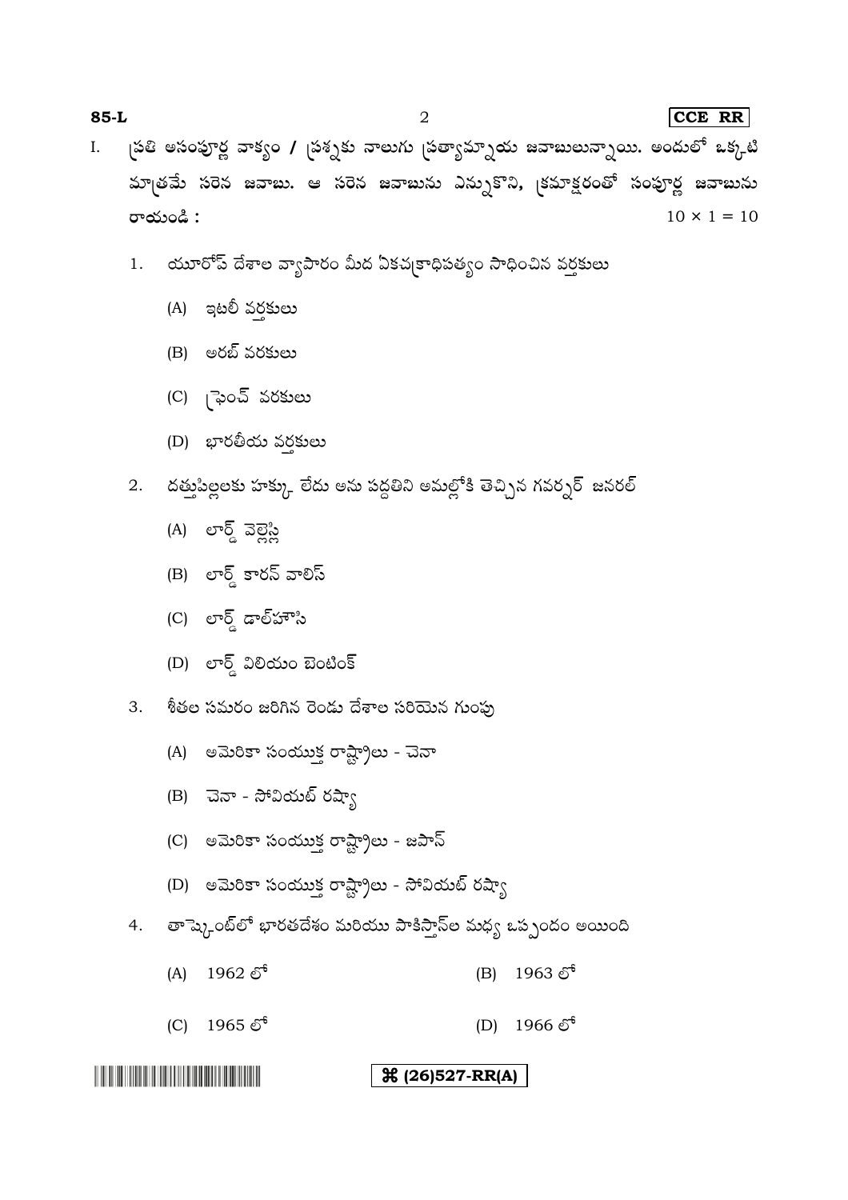I. ప్రతి అసంపూర్ణ వాక్యం / ప్రశ్నకు నాలుగు ప్రత్యామ్నాయ జవాబులున్నాయి. అందులో ఒక్కటి మాత్రమే సరైన జవాబు. ఆ సరైన జవాబును ఎన్నుకొని, క్రమాక్షరంతో సంపూర్ణ జవాబును రాయండి : $10 \times 1 = 10$

1. యూరోప్ దేశాల వ్యాపారం మీద ఏకచక్రాధిపత్యం సాధించిన వర్తకులు

   (A) ఇటలీ వర్తకులు

   (B) అరబ్ వరకులు

   (C) ఫ్రెంచ్ వరకులు

   (D) భారతీయ వర్తకులు

2. దత్తుపిల్లలకు హక్కు లేదు అను పద్ధతిని అమల్లోకి తెచ్చిన గవర్నర్ జనరల్

   (A) లార్డ్ వెల్లెస్లి

   (B) లార్డ్ కారన్ వాలిస్

   (C) లార్డ్ డాల్‌హౌసి

   (D) లార్డ్ విలియం బెంటింక్

3. శీతల సమరం జరిగిన రెండు దేశాల సరియైన గుంపు

   (A) అమెరికా సంయుక్త రాష్ట్రాలు - చైనా

   (B) చైనా - సోవియట్ రష్యా

   (C) అమెరికా సంయుక్త రాష్ట్రాలు - జపాన్

   (D) అమెరికా సంయుక్త రాష్ట్రాలు - సోవియట్ రష్యా

4. తాష్కెంట్‌లో భారతదేశం మరియు పాకిస్తాన్‌ల మధ్య ఒప్పందం అయింది

   (A) 1962 లో
   (B) 1963 లో
   (C) 1965 లో
   (D) 1966 లో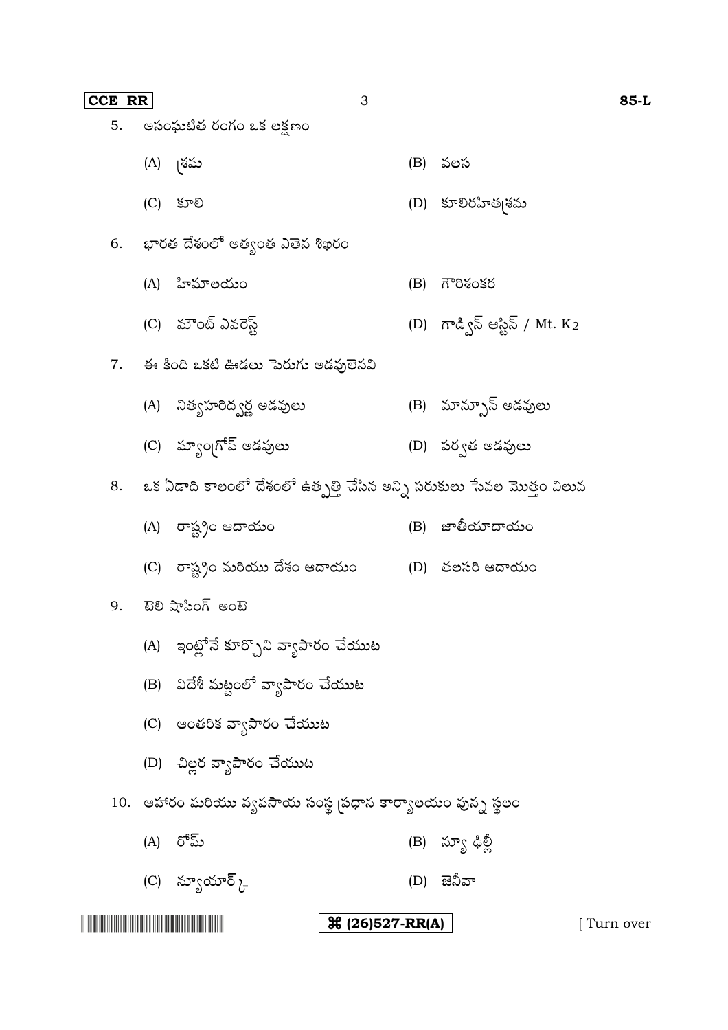5. అసంఘటిత రంగం ఒక లక్షణం

   (A) శ్రమ　　(B) వలస

   (C) కూలి　　(D) కూలిరహితశ్రమ

6. భారత దేశంలో అత్యంత ఎతైన శిఖరం

   (A) హిమాలయం　　(B) గౌరిశంకర

   (C) మౌంట్ ఎవరెస్ట్　　(D) గాడ్విన్ ఆస్టిన్ / Mt. $K_2$

7. ఈ కింది ఒకటి ఊడలు పెరుగు అడవులెనవి

   (A) నిత్యహరిద్వర్ణ అడవులు　　(B) మాన్సూన్ అడవులు

   (C) మ్యాంగ్రోవ్ అడవులు　　(D) పర్వత అడవులు

8. ఒక ఏడాది కాలంలో దేశంలో ఉత్పత్తి చేసిన అన్ని సరుకులు సేవల మొత్తం విలువ

   (A) రాష్ట్రం ఆదాయం　　(B) జాతీయాదాయం

   (C) రాష్ట్రం మరియు దేశం ఆదాయం　　(D) తలసరి ఆదాయం

9. టెలి షాపింగ్ అంటె

   (A) ఇంట్లోనే కూర్చొని వ్యాపారం చేయుట

   (B) విదేశీ మట్టంలో వ్యాపారం చేయుట

   (C) ఆంతరిక వ్యాపారం చేయుట

   (D) చిల్లర వ్యాపారం చేయుట

10. ఆహారం మరియు వ్యవసాయ సంస్థ ప్రధాన కార్యాలయం వున్న స్థలం

    (A) రోమ్　　(B) న్యూ ఢిల్లీ

    (C) న్యూయార్క్　　(D) జెనీవా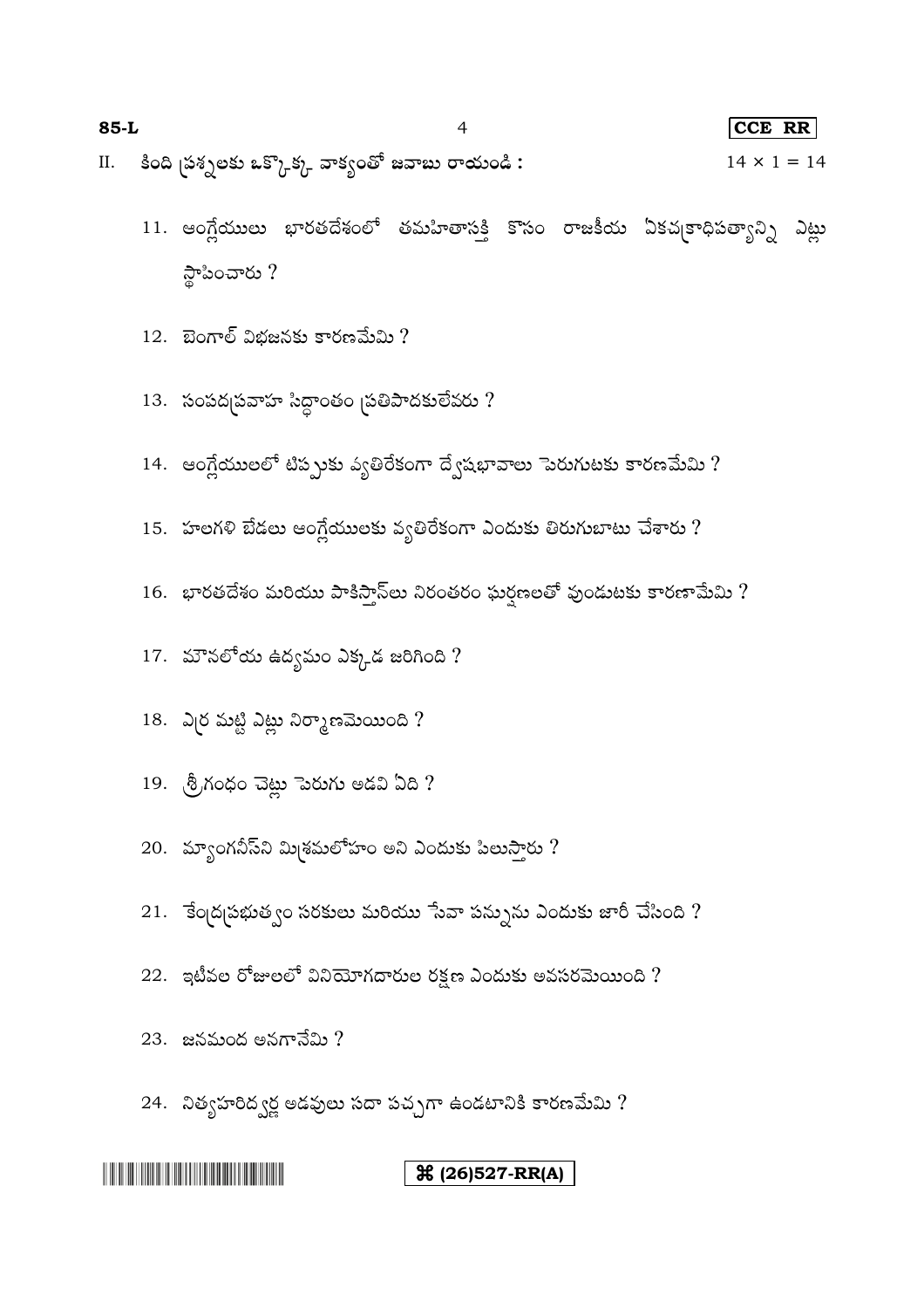II. కింది ప్రశ్నలకు ఒక్కొక్క వాక్యంతో జవాబు రాయండి : $14 \times 1 = 14$

11. ఆంగ్లేయులు భారతదేశంలో తమహితాసక్తి కొసం రాజకీయ ఏకచక్రాధిపత్యాన్ని ఎట్లు స్థాపించారు ?

12. బెంగాల్ విభజనకు కారణమేమి ?

13. సంపదప్రవాహ సిద్ధాంతం ప్రతిపాదకులేవరు ?

14. ఆంగ్లేయులలో టిప్పుకు వ్యతిరేకంగా ద్వేషభావాలు పెరుగుటకు కారణమేమి ?

15. హలగళి బేడలు ఆంగ్లేయులకు వ్యతిరేకంగా ఎందుకు తిరుగుబాటు చేశారు ?

16. భారతదేశం మరియు పాకిస్తాన్‌లు నిరంతరం ఘర్షణలతో వుండుటకు కారణామేమి ?

17. మౌనలోయ ఉద్యమం ఎక్కడ జరిగింది ?

18. ఎర్ర మట్టి ఎట్లు నిర్మాణమెయింది ?

19. శ్రీగంధం చెట్లు పెరుగు అడవి ఏది ?

20. మ్యాంగనీస్‌ని మిశ్రమలోహం అని ఎందుకు పిలుస్తారు ?

21. కేంద్రప్రభుత్వం సరకులు మరియు సేవా పన్నును ఎందుకు జారీ చేసింది ?

22. ఇటీవల రోజులలో వినియోగదారుల రక్షణ ఎందుకు అవసరమెయింది ?

23. జనమంద అనగానేమి ?

24. నిత్యహరిద్వర్ణ అడవులు సదా పచ్చగా ఉండటానికి కారణమేమి ?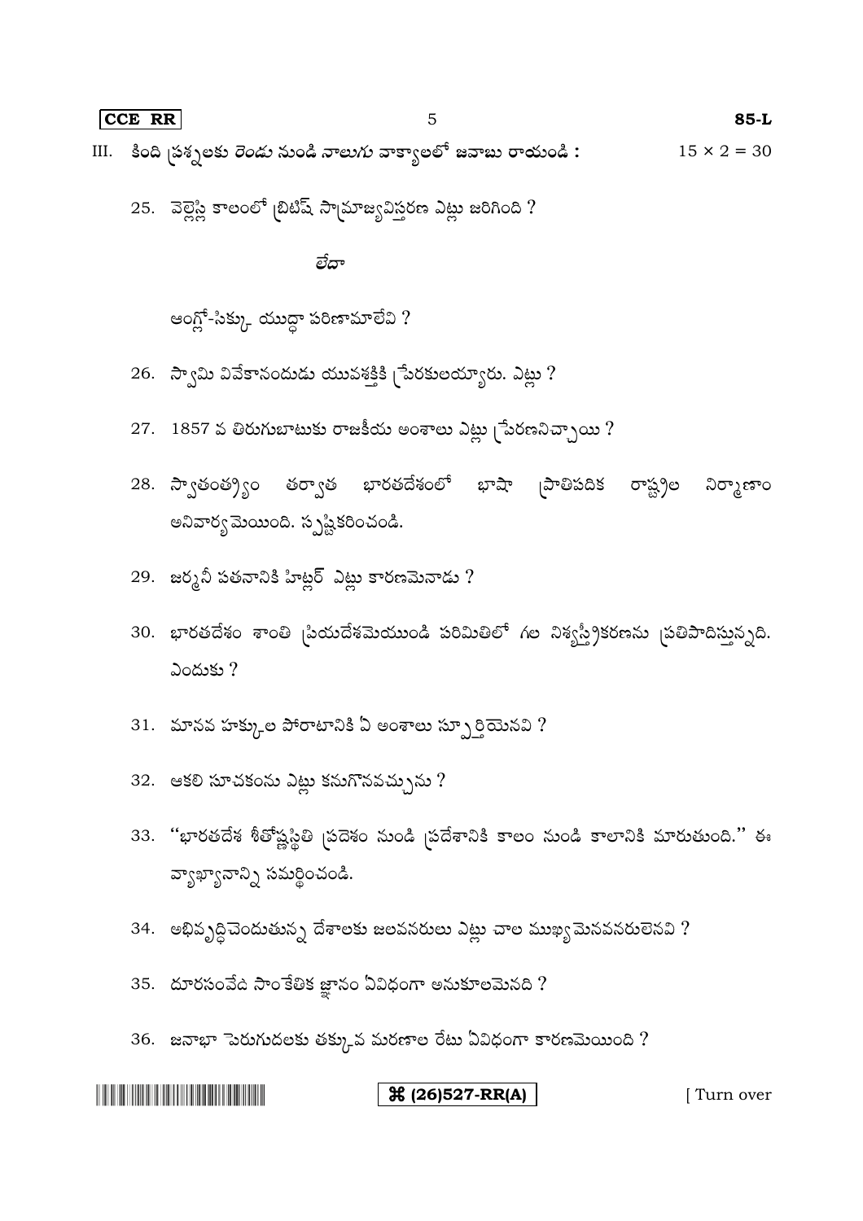III. కింది ప్రశ్నలకు రెండు నుండి నాలుగు వాక్యాలలో జవాబు రాయండి : $15 \times 2 = 30$

25. వెల్లెస్లి కాలంలో బ్రిటిష్ సామ్రాజ్యవిస్తరణ ఎట్లు జరిగింది ?

లేదా

ఆంగ్లో-సిక్కు యుద్ధా పరిణామాలేవి ?

26. స్వామి వివేకానందుడు యువశక్తికి ప్రేరకులయ్యారు. ఎట్లు ?

27. 1857 వ తిరుగుబాటుకు రాజకీయ అంశాలు ఎట్లు ప్రేరణనిచ్చాయి ?

28. స్వాతంత్ర్యం తర్వాత భారతదేశంలో భాషా ప్రాతిపదిక రాష్ట్రాల నిర్మాణాం అనివార్యమెయింది. స్పష్టీకరించండి.

29. జర్మనీ పతనానికి హిట్లర్ ఎట్లు కారణమెనాడు ?

30. భారతదేశం శాంతి ప్రియదేశమెయుండి పరిమితిలో గల నిశ్శస్త్రీకరణను ప్రతిపాదిస్తున్నది. ఎందుకు ?

31. మానవ హక్కుల పోరాటానికి ఏ అంశాలు స్ఫూర్తియెనవి ?

32. ఆకలి సూచకంను ఎట్లు కనుగొనవచ్చును ?

33. "భారతదేశ శీతోష్ణస్థితి ప్రదేశం నుండి ప్రదేశానికి కాలం నుండి కాలానికి మారుతుంది." ఈ వ్యాఖ్యానాన్ని సమర్థించండి.

34. అభివృద్ధిచెందుతున్న దేశాలకు జలవనరులు ఎట్లు చాల ముఖ్యమెనవనరులెనవి ?

35. దూరసంవేది సాంకేతిక జ్ఞానం ఏవిధంగా అనుకూలమెనది ?

36. జనాభా పెరుగుదలకు తక్కువ మరణాల రేటు ఏవిధంగా కారణమెయింది ?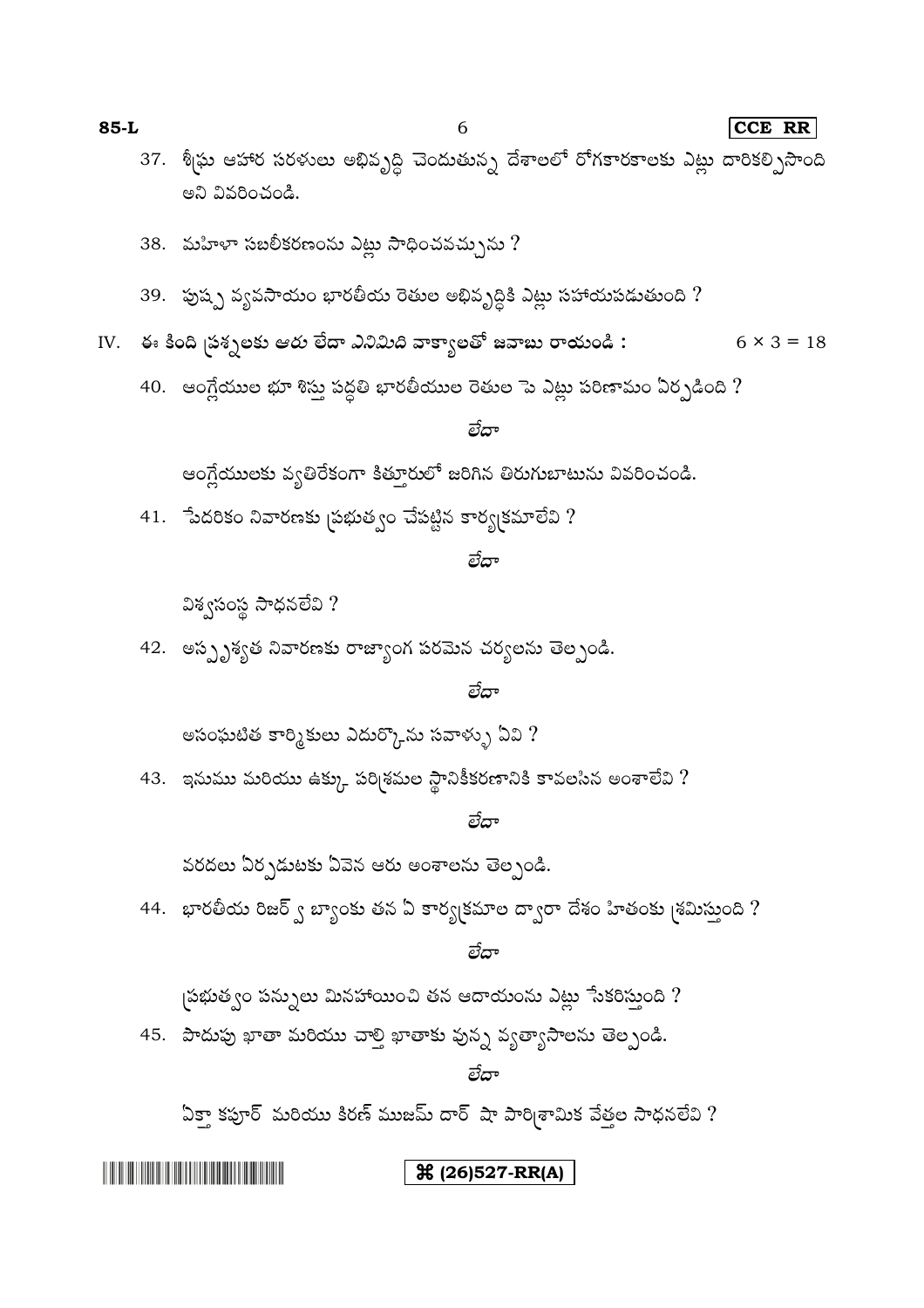37. శీఘ్ర ఆహార సరళులు అభివృద్ధి చెందుతున్న దేశాలలో రోగకారకాలకు ఎట్లు దారికల్పిసొంది అని వివరించండి.

38. మహిళా సబలీకరణంను ఎట్లు సాధించవచ్చును ?

39. పుష్ప వ్యవసాయం భారతీయ రైతుల అభివృద్ధికి ఎట్లు సహాయపడుతుంది ?

IV. ఈ కింది ప్రశ్నలకు ఆరు లేదా ఎనిమిది వాక్యాలతో జవాబు రాయండి : $6 \times 3 = 18$

40. ఆంగ్లేయుల భూ శిస్తు పద్ధతి భారతీయుల రైతుల పై ఎట్లు పరిణామం ఏర్పడింది ?

*లేదా*

ఆంగ్లేయులకు వ్యతిరేకంగా కిత్తూరులో జరిగిన తిరుగుబాటును వివరించండి.

41. పేదరికం నివారణకు ప్రభుత్వం చేపట్టిన కార్యక్రమాలేవి ?

*లేదా*

విశ్వసంస్థ సాధనలేవి ?

42. అస్పృశ్యత నివారణకు రాజ్యాంగ పరమైన చర్యలను తెల్పండి.

*లేదా*

అసంఘటిత కార్మికులు ఎదుర్కొను సవాళ్ళు ఏవి ?

43. ఇనుము మరియు ఉక్కు పరిశ్రమల స్థానికీకరణానికి కావలసిన అంశాలేవి ?

*లేదా*

వరదలు ఏర్పడుటకు ఏవైన ఆరు అంశాలను తెల్పండి.

44. భారతీయ రిజర్వ్ బ్యాంకు తన ఏ కార్యక్రమాల ద్వారా దేశం హితంకు శ్రమిస్తుంది ?

*లేదా*

ప్రభుత్వం పన్నులు మినహాయించి తన ఆదాయంను ఎట్లు సేకరిస్తుంది ?

45. పొదుపు ఖాతా మరియు చాల్తి ఖాతాకు వున్న వ్యత్యాసాలను తెల్పండి.

*లేదా*

ఏక్తా కపూర్ మరియు కిరణ్ ముజమ్ దార్ షా పారిశ్రామిక వేత్తల సాధనలేవి ?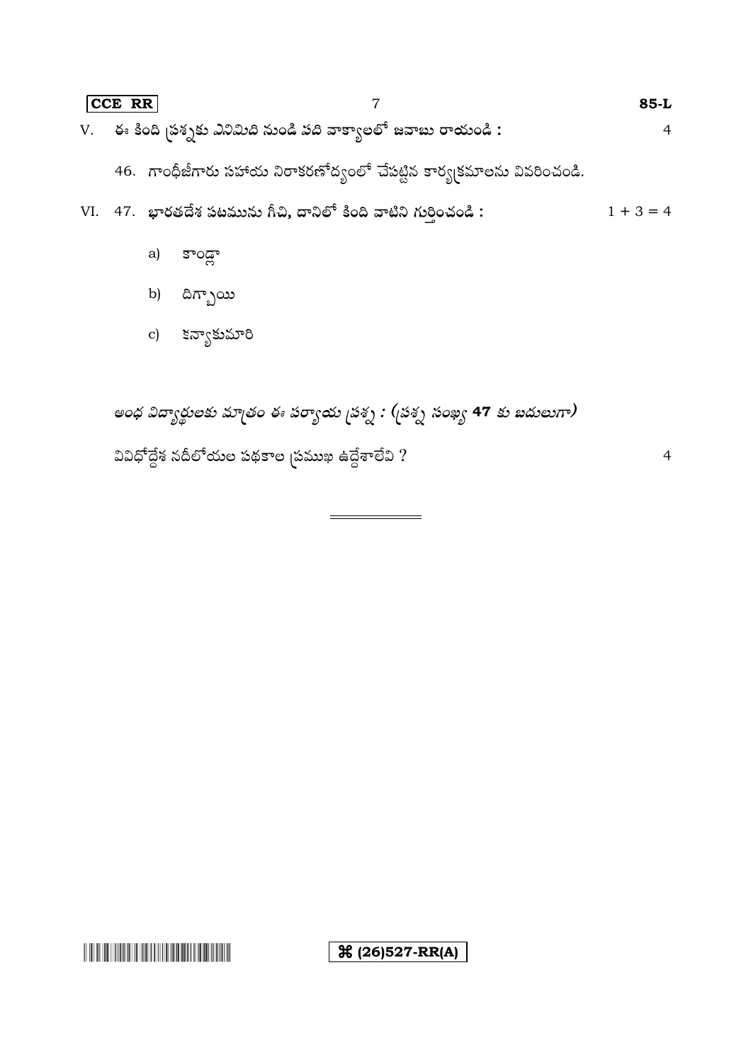V. ఈ కింది ప్రశ్నకు ఎనిమిది నుండి పది వాక్యాలలో జవాబు రాయండి : 4

46. గాంధీజీగారు సహాయ నిరాకరణోద్యంలో చేపట్టిన కార్యక్రమాలను వివరించండి.

VI. 47. భారతదేశ పటమును గీచి, దానిలో కింది వాటిని గుర్తించండి : $1 + 3 = 4$

a) కాండ్లా

b) దిగ్బాయి

c) కన్యాకుమారి

*అంధ విద్యార్థులకు మాత్రం ఈ పర్యాయ ప్రశ్న : (ప్రశ్న సంఖ్య **47** కు బదులుగా)*

వివిధోద్దేశ నదీలోయల పథకాల ప్రముఖ ఉద్దేశాలేవి ? 4